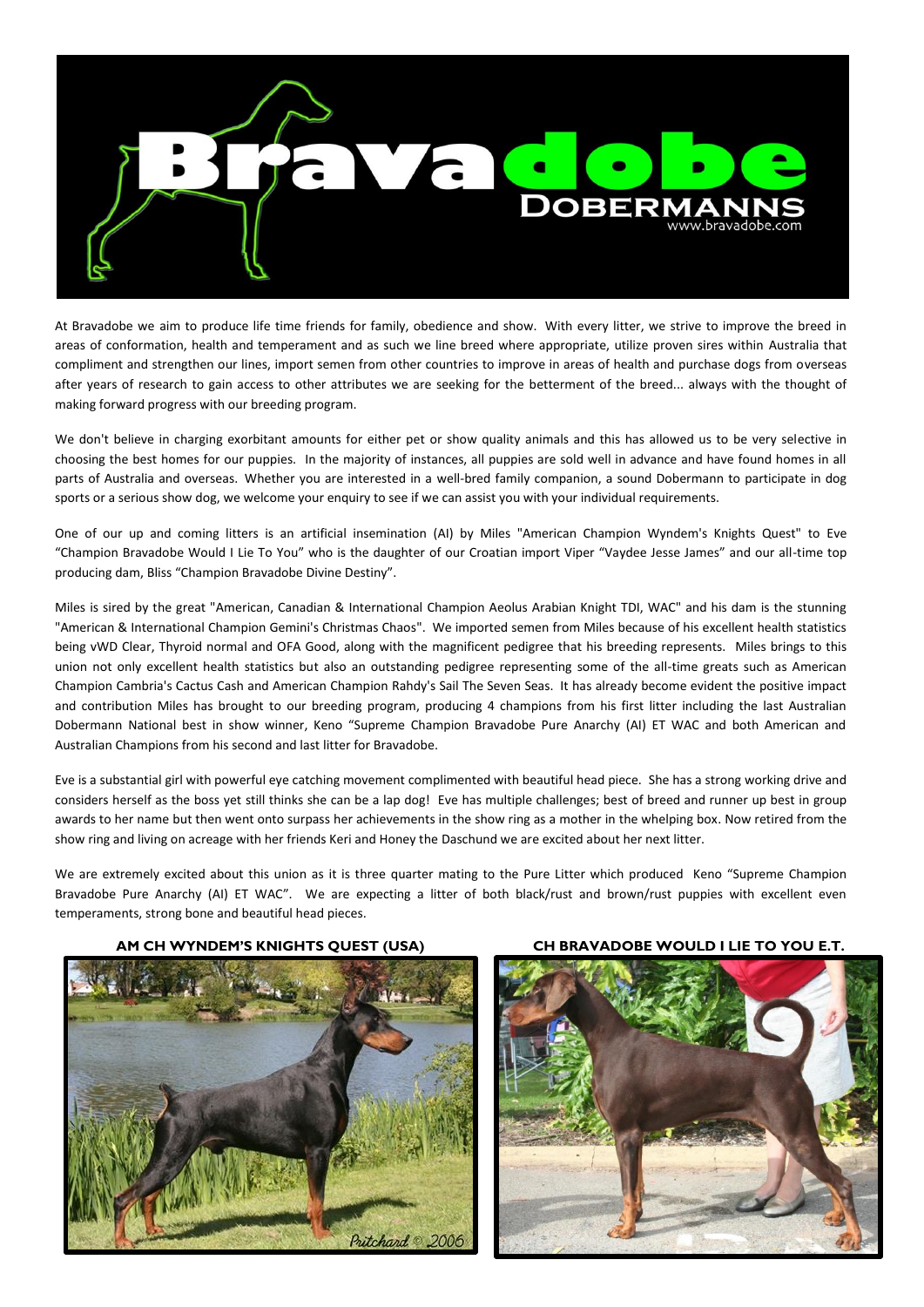# Bravadobe DOBERMANNS

www.bravadobe.com

At Bravadobe we aim to produce life time friends for family, obedience and show. With every litter, we strive to improve the breed in areas of conformation, health and temperament and as such we line breed where appropriate, utilize proven sires within Australia that compliment and strengthen our lines, import semen from other countries to improve in areas of health and purchase dogs from overseas after years of research to gain access to other attributes we are seeking for the betterment of the breed... always with the thought of making forward progress with our breeding program.

We don't believe in charging exorbitant amounts for either pet or show quality animals and this has allowed us to be very selective in choosing the best homes for our puppies. In the majority of instances, all puppies are sold well in advance and have found homes in all parts of Australia and overseas. Whether you are interested in a well-bred family companion, a sound Dobermann to participate in dog sports or a serious show dog, we welcome your enquiry to see if we can assist you with your individual requirements.

One of our up and coming litters is an artificial insemination (AI) by Miles "American Champion Wyndem's Knights Quest" to Eve "Champion Bravadobe Would I Lie To You" who is the daughter of our Croatian import Viper "Vaydee Jesse James" and our all-time top producing dam, Bliss "Champion Bravadobe Divine Destiny".

Miles is sired by the great "American, Canadian & International Champion Aeolus Arabian Knight TDI, WAC" and his dam is the stunning "American & International Champion Gemini's Christmas Chaos". We imported semen from Miles because of his excellent health statistics being vWD Clear, Thyroid normal and OFA Good, along with the magnificent pedigree that his breeding represents. Miles brings to this union not only excellent health statistics but also an outstanding pedigree representing some of the all-time greats such as American Champion Cambria's Cactus Cash and American Champion Rahdy's Sail The Seven Seas. It has already become evident the positive impact and contribution Miles has brought to our breeding program, producing 4 champions from his first litter including the last Australian Dobermann National best in show winner, Keno "Supreme Champion Bravadobe Pure Anarchy (AI) ET WAC and both American and Australian Champions from his second and last litter for Bravadobe.

Eve is a substantial girl with powerful eye catching movement complimented with beautiful head piece. She has a strong working drive and considers herself as the boss yet still thinks she can be a lap dog! Eve has multiple challenges; best of breed and runner up best in group awards to her name but then went onto surpass her achievements in the show ring as a mother in the whelping box. Now retired from the show ring and living on acreage with her friends Keri and Honey the Daschund we are excited about her next litter.

We are extremely excited about this union as it is three quarter mating to the Pure Litter which produced Keno "Supreme Champion Bravadobe Pure Anarchy (AI) ET WAC". We are expecting a litter of both black/rust and brown/rust puppies with excellent even temperaments, strong bone and beautiful head pieces.

**AM CH WYNDEM'S KNIGHTS QUEST (USA)**

Pritchard © 2006

**CH BRAVADOBE WOULD I LIE TO YOU E.T.**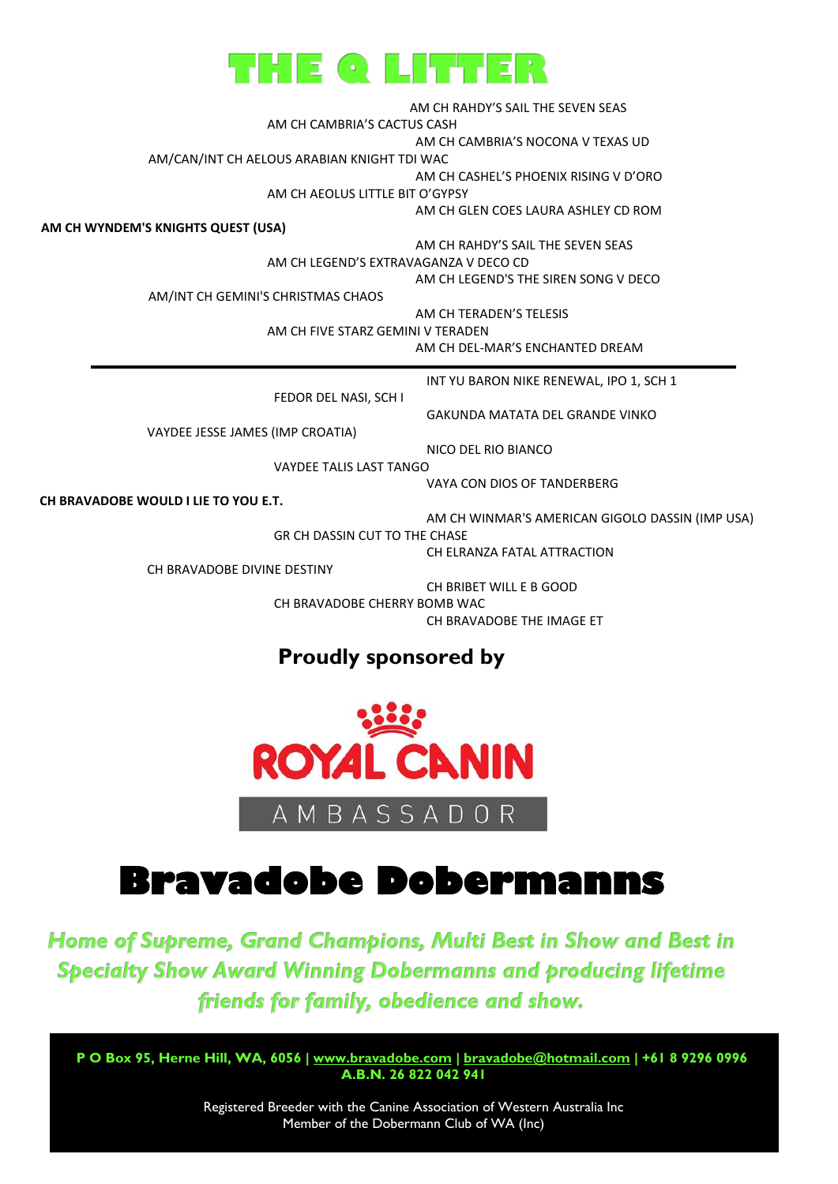# THE Q LITTER

AM CH RAHDY'S SAIL THE SEVEN SEAS

AM CH CAMBRIA'S CACTUS CASH

AM CH CAMBRIA'S NOCONA V TEXAS UD

AM/CAN/INT CH AELOUS ARABIAN KNIGHT TDI WAC

AM CH CASHEL'S PHOENIX RISING V D'ORO

AM CH AEOLUS LITTLE BIT O'GYPSY

AM CH GLEN COES LAURA ASHLEY CD ROM

**AM CH WYNDEM'S KNIGHTS QUEST (USA)**

AM CH RAHDY'S SAIL THE SEVEN SEAS

AM CH LEGEND'S EXTRAVAGANZA V DECO CD

AM CH LEGEND'S THE SIREN SONG V DECO

AM/INT CH GEMINI'S CHRISTMAS CHAOS

AM CH TERADEN'S TELESIS

AM CH FIVE STARZ GEMINI V TERADEN

AM CH DEL-MAR'S ENCHANTED DREAM

---

INT YU BARON NIKE RENEWAL, IPO 1, SCH 1

FEDOR DEL NASI, SCH I

GAKUNDA MATATA DEL GRANDE VINKO

VAYDEE JESSE JAMES (IMP CROATIA)

NICO DEL RIO BIANCO

VAYDEE TALIS LAST TANGO

VAYA CON DIOS OF TANDERBERG

**CH BRAVADOBE WOULD I LIE TO YOU E.T.**

AM CH WINMAR'S AMERICAN GIGOLO DASSIN (IMP USA)

GR CH DASSIN CUT TO THE CHASE

CH ELRANZA FATAL ATTRACTION

CH BRAVADOBE DIVINE DESTINY

CH BRIBET WILL E B GOOD

CH BRAVADOBE CHERRY BOMB WAC

CH BRAVADOBE THE IMAGE ET

## Proudly sponsored by

ROYAL CANIN

AMBASSADOR

# Bravadobe Dobermanns

*Home of Supreme, Grand Champions, Multi Best in Show and Best in Specialty Show Award Winning Dobermanns and producing lifetime friends for family, obedience and show.*

**P O Box 95, Herne Hill, WA, 6056 | www.bravadobe.com | bravadobe@hotmail.com | +61 8 9296 0996**
**A.B.N. 26 822 042 941**

Registered Breeder with the Canine Association of Western Australia Inc
Member of the Dobermann Club of WA (Inc)